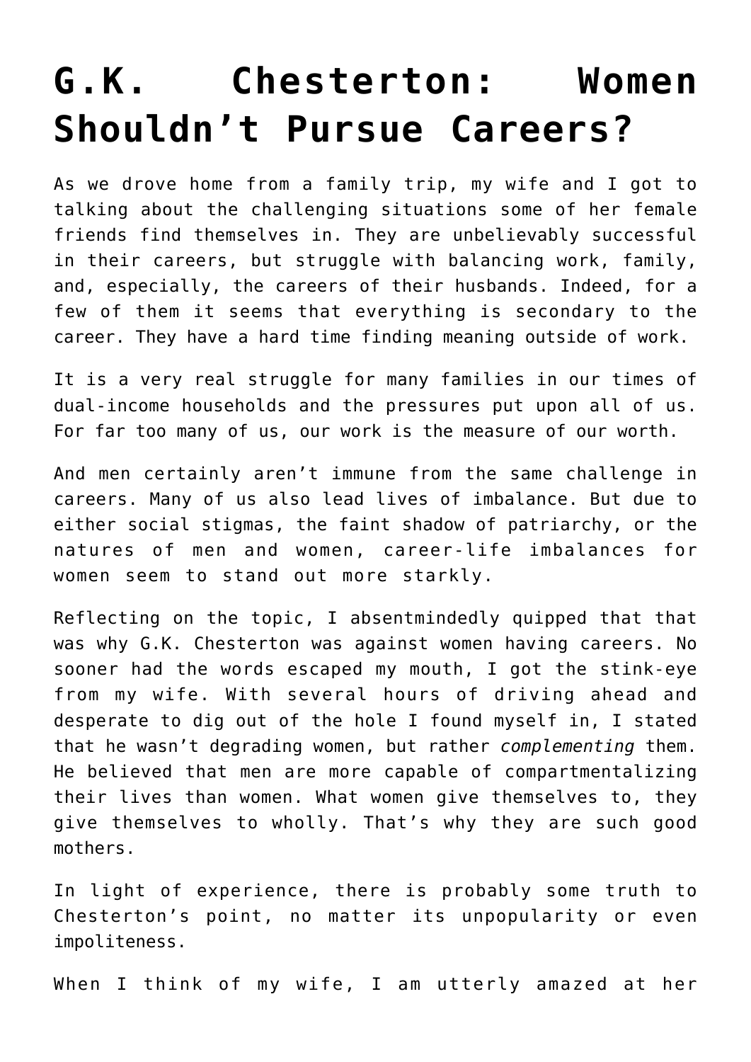# G.K. Chesterton: Women Shouldn't Pursue Careers?

As we drove home from a family trip, my wife and I got to talking about the challenging situations some of her female friends find themselves in. They are unbelievably successful in their careers, but struggle with balancing work, family, and, especially, the careers of their husbands. Indeed, for a few of them it seems that everything is secondary to the career. They have a hard time finding meaning outside of work.

It is a very real struggle for many families in our times of dual-income households and the pressures put upon all of us. For far too many of us, our work is the measure of our worth.

And men certainly aren't immune from the same challenge in careers. Many of us also lead lives of imbalance. But due to either social stigmas, the faint shadow of patriarchy, or the natures of men and women, career-life imbalances for women seem to stand out more starkly.

Reflecting on the topic, I absentmindedly quipped that that was why G.K. Chesterton was against women having careers. No sooner had the words escaped my mouth, I got the stink-eye from my wife. With several hours of driving ahead and desperate to dig out of the hole I found myself in, I stated that he wasn't degrading women, but rather *complementing* them. He believed that men are more capable of compartmentalizing their lives than women. What women give themselves to, they give themselves to wholly. That's why they are such good mothers.

In light of experience, there is probably some truth to Chesterton's point, no matter its unpopularity or even impoliteness.

When I think of my wife, I am utterly amazed at her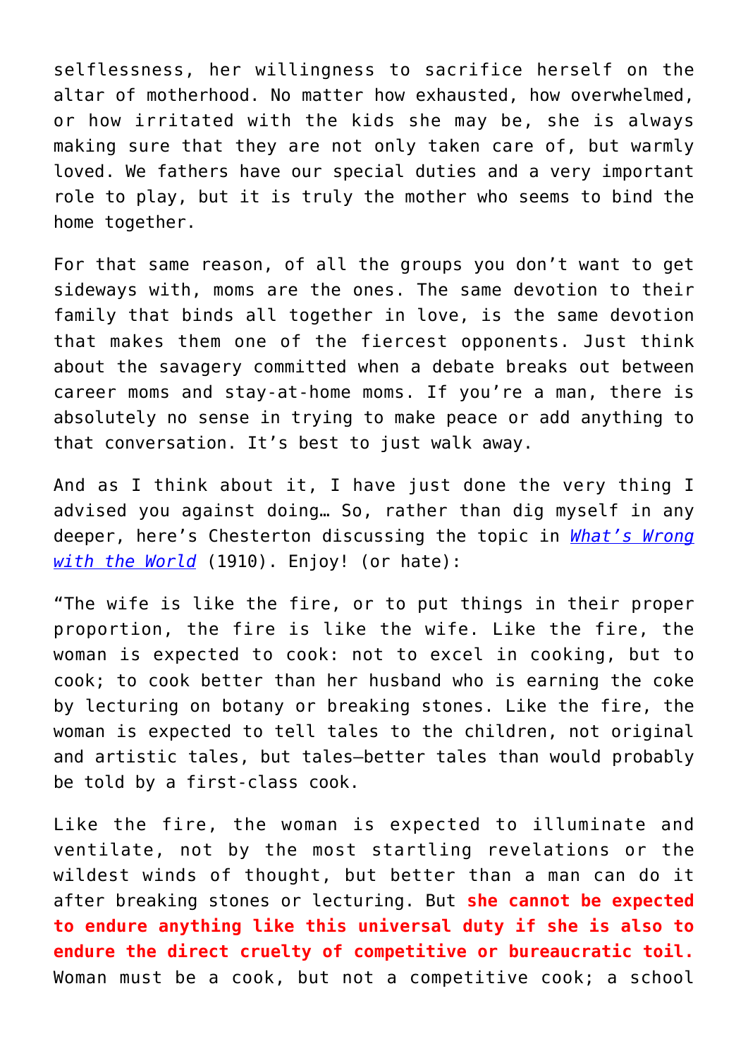selflessness, her willingness to sacrifice herself on the altar of motherhood. No matter how exhausted, how overwhelmed, or how irritated with the kids she may be, she is always making sure that they are not only taken care of, but warmly loved. We fathers have our special duties and a very important role to play, but it is truly the mother who seems to bind the home together.

For that same reason, of all the groups you don't want to get sideways with, moms are the ones. The same devotion to their family that binds all together in love, is the same devotion that makes them one of the fiercest opponents. Just think about the savagery committed when a debate breaks out between career moms and stay-at-home moms. If you're a man, there is absolutely no sense in trying to make peace or add anything to that conversation. It's best to just walk away.

And as I think about it, I have just done the very thing I advised you against doing… So, rather than dig myself in any deeper, here's Chesterton discussing the topic in *What's Wrong with the World* (1910). Enjoy! (or hate):

"The wife is like the fire, or to put things in their proper proportion, the fire is like the wife. Like the fire, the woman is expected to cook: not to excel in cooking, but to cook; to cook better than her husband who is earning the coke by lecturing on botany or breaking stones. Like the fire, the woman is expected to tell tales to the children, not original and artistic tales, but tales—better tales than would probably be told by a first-class cook.

Like the fire, the woman is expected to illuminate and ventilate, not by the most startling revelations or the wildest winds of thought, but better than a man can do it after breaking stones or lecturing. But **she cannot be expected to endure anything like this universal duty if she is also to endure the direct cruelty of competitive or bureaucratic toil.** Woman must be a cook, but not a competitive cook; a school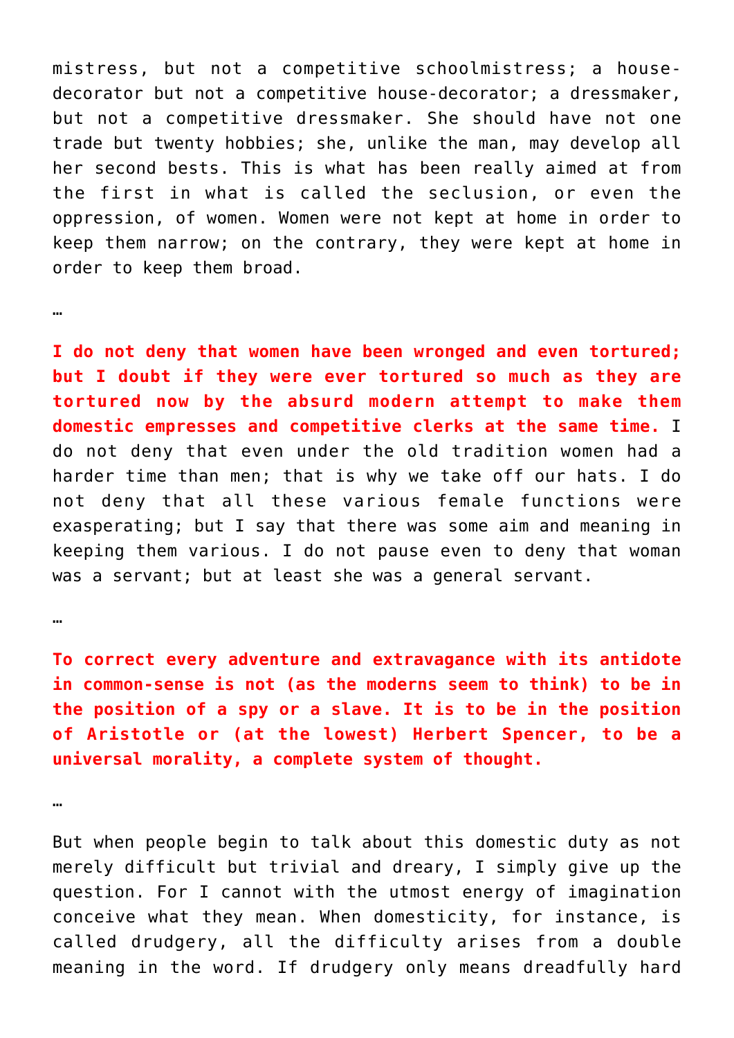mistress, but not a competitive schoolmistress; a house-decorator but not a competitive house-decorator; a dressmaker, but not a competitive dressmaker. She should have not one trade but twenty hobbies; she, unlike the man, may develop all her second bests. This is what has been really aimed at from the first in what is called the seclusion, or even the oppression, of women. Women were not kept at home in order to keep them narrow; on the contrary, they were kept at home in order to keep them broad.

…

**I do not deny that women have been wronged and even tortured; but I doubt if they were ever tortured so much as they are tortured now by the absurd modern attempt to make them domestic empresses and competitive clerks at the same time.** I do not deny that even under the old tradition women had a harder time than men; that is why we take off our hats. I do not deny that all these various female functions were exasperating; but I say that there was some aim and meaning in keeping them various. I do not pause even to deny that woman was a servant; but at least she was a general servant.

…

**To correct every adventure and extravagance with its antidote in common-sense is not (as the moderns seem to think) to be in the position of a spy or a slave. It is to be in the position of Aristotle or (at the lowest) Herbert Spencer, to be a universal morality, a complete system of thought.**

…

But when people begin to talk about this domestic duty as not merely difficult but trivial and dreary, I simply give up the question. For I cannot with the utmost energy of imagination conceive what they mean. When domesticity, for instance, is called drudgery, all the difficulty arises from a double meaning in the word. If drudgery only means dreadfully hard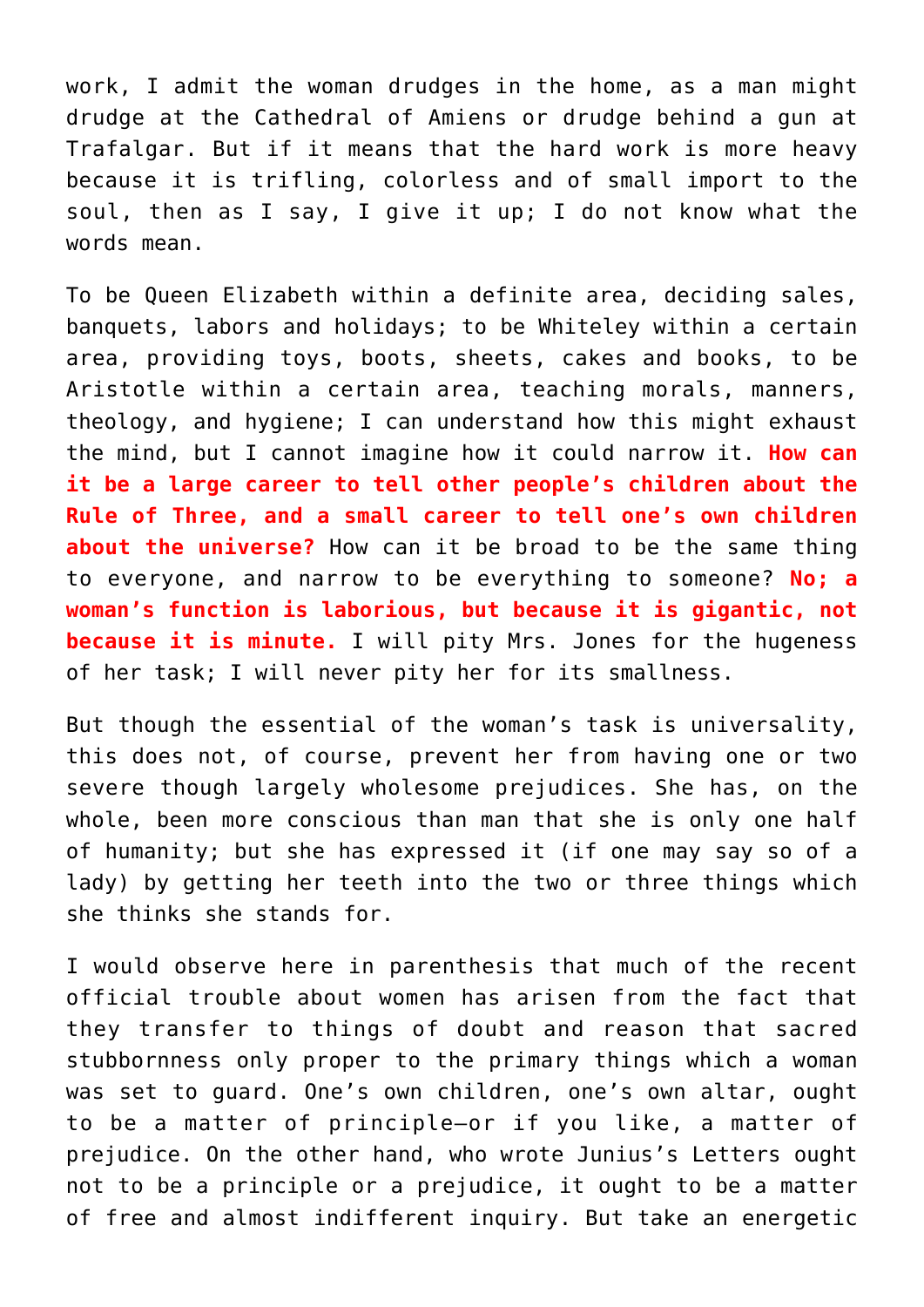work, I admit the woman drudges in the home, as a man might drudge at the Cathedral of Amiens or drudge behind a gun at Trafalgar. But if it means that the hard work is more heavy because it is trifling, colorless and of small import to the soul, then as I say, I give it up; I do not know what the words mean.

To be Queen Elizabeth within a definite area, deciding sales, banquets, labors and holidays; to be Whiteley within a certain area, providing toys, boots, sheets, cakes and books, to be Aristotle within a certain area, teaching morals, manners, theology, and hygiene; I can understand how this might exhaust the mind, but I cannot imagine how it could narrow it. **How can it be a large career to tell other people's children about the Rule of Three, and a small career to tell one's own children about the universe?** How can it be broad to be the same thing to everyone, and narrow to be everything to someone? **No; a woman's function is laborious, but because it is gigantic, not because it is minute.** I will pity Mrs. Jones for the hugeness of her task; I will never pity her for its smallness.

But though the essential of the woman's task is universality, this does not, of course, prevent her from having one or two severe though largely wholesome prejudices. She has, on the whole, been more conscious than man that she is only one half of humanity; but she has expressed it (if one may say so of a lady) by getting her teeth into the two or three things which she thinks she stands for.

I would observe here in parenthesis that much of the recent official trouble about women has arisen from the fact that they transfer to things of doubt and reason that sacred stubbornness only proper to the primary things which a woman was set to guard. One's own children, one's own altar, ought to be a matter of principle—or if you like, a matter of prejudice. On the other hand, who wrote Junius's Letters ought not to be a principle or a prejudice, it ought to be a matter of free and almost indifferent inquiry. But take an energetic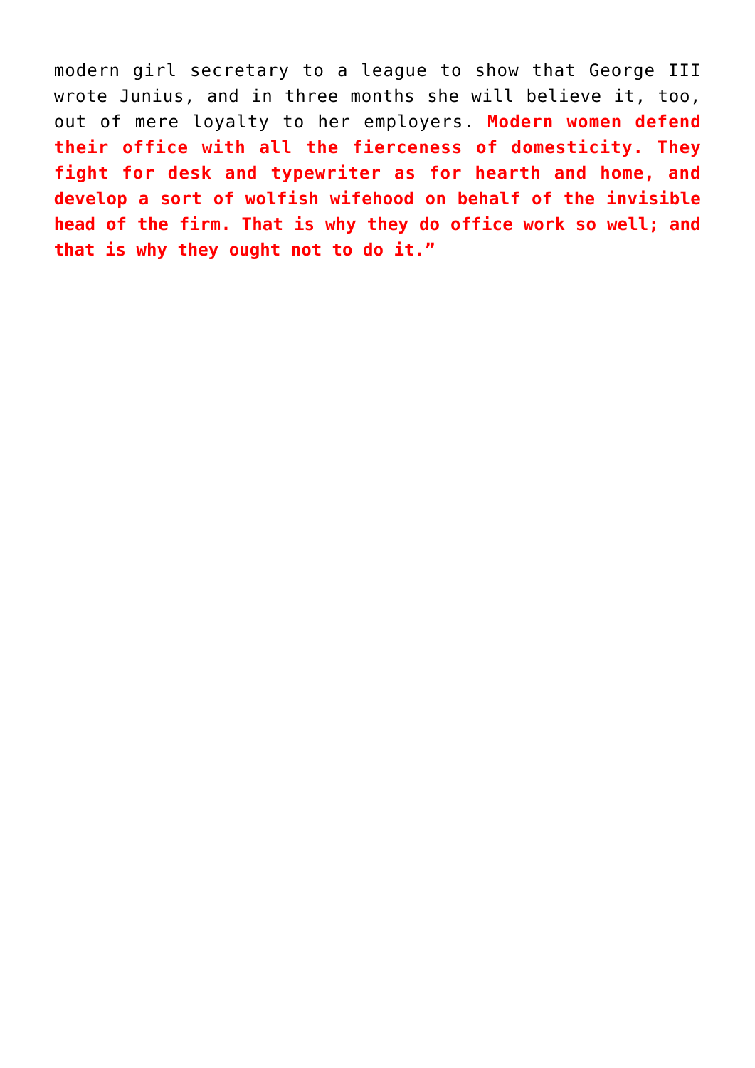modern girl secretary to a league to show that George III wrote Junius, and in three months she will believe it, too, out of mere loyalty to her employers. **Modern women defend their office with all the fierceness of domesticity. They fight for desk and typewriter as for hearth and home, and develop a sort of wolfish wifehood on behalf of the invisible head of the firm. That is why they do office work so well; and that is why they ought not to do it."**